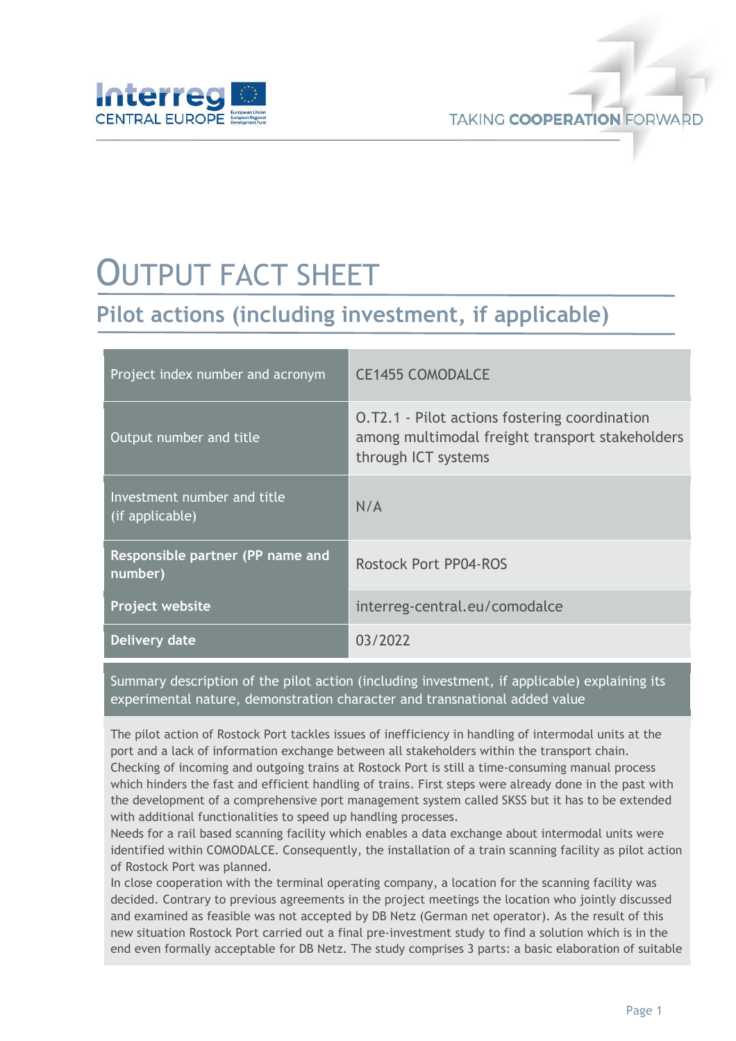# OUTPUT FACT SHEET

## Pilot actions (including investment, if applicable)

| Project index number and acronym | CE1455 COMODALCE |
|---|---|
| Output number and title | O.T2.1 - Pilot actions fostering coordination among multimodal freight transport stakeholders through ICT systems |
| Investment number and title (if applicable) | N/A |
| **Responsible partner (PP name and number)** | Rostock Port PP04-ROS |
| **Project website** | interreg-central.eu/comodalce |
| **Delivery date** | 03/2022 |

**Summary description of the pilot action (including investment, if applicable) explaining its experimental nature, demonstration character and transnational added value**

The pilot action of Rostock Port tackles issues of inefficiency in handling of intermodal units at the port and a lack of information exchange between all stakeholders within the transport chain. Checking of incoming and outgoing trains at Rostock Port is still a time-consuming manual process which hinders the fast and efficient handling of trains. First steps were already done in the past with the development of a comprehensive port management system called SKSS but it has to be extended with additional functionalities to speed up handling processes.

Needs for a rail based scanning facility which enables a data exchange about intermodal units were identified within COMODALCE. Consequently, the installation of a train scanning facility as pilot action of Rostock Port was planned.

In close cooperation with the terminal operating company, a location for the scanning facility was decided. Contrary to previous agreements in the project meetings the location who jointly discussed and examined as feasible was not accepted by DB Netz (German net operator). As the result of this new situation Rostock Port carried out a final pre-investment study to find a solution which is in the end even formally acceptable for DB Netz. The study comprises 3 parts: a basic elaboration of suitable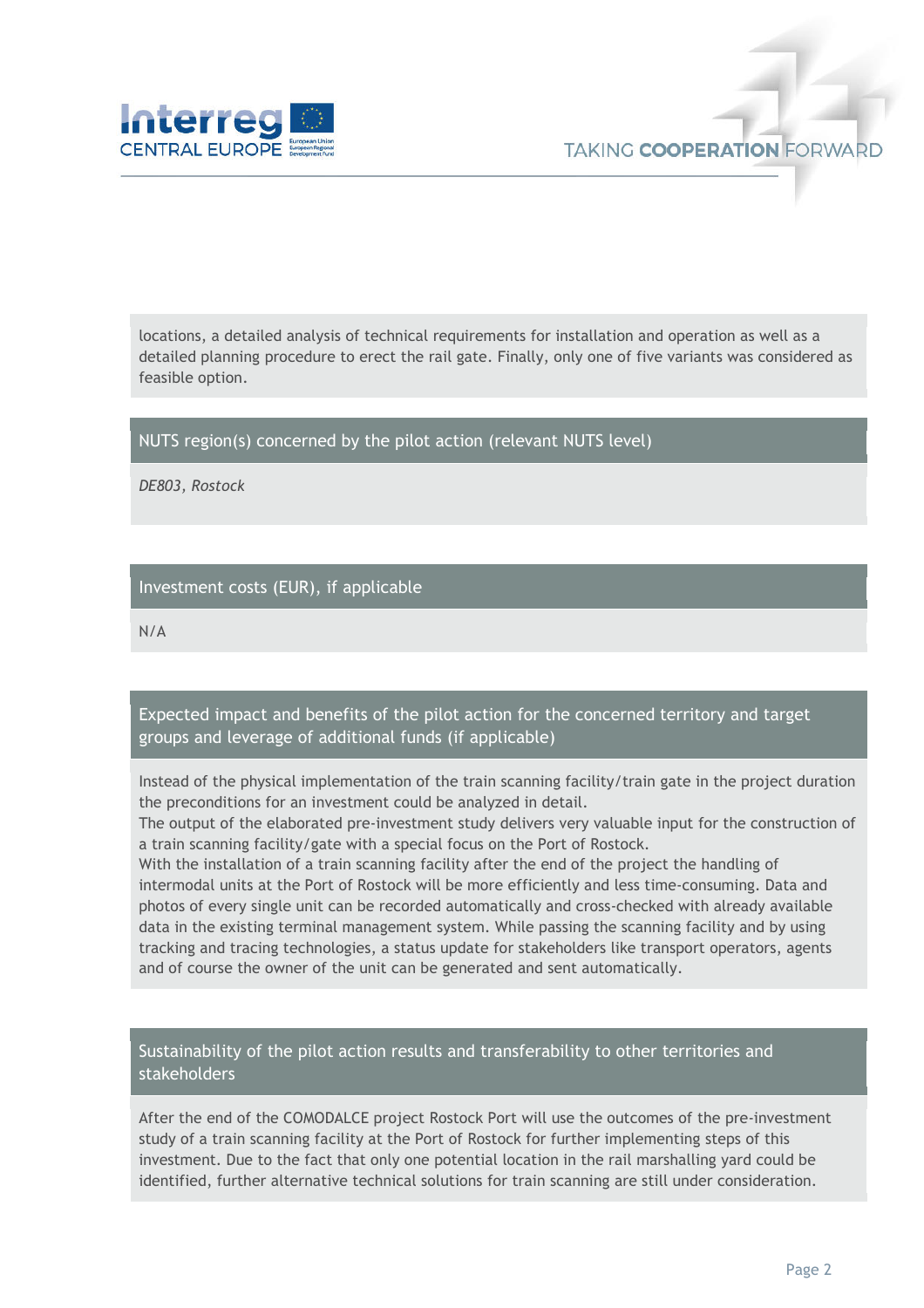locations, a detailed analysis of technical requirements for installation and operation as well as a detailed planning procedure to erect the rail gate. Finally, only one of five variants was considered as feasible option.

## NUTS region(s) concerned by the pilot action (relevant NUTS level)

*DE803, Rostock*

## Investment costs (EUR), if applicable

N/A

## Expected impact and benefits of the pilot action for the concerned territory and target groups and leverage of additional funds (if applicable)

Instead of the physical implementation of the train scanning facility/train gate in the project duration the preconditions for an investment could be analyzed in detail.
The output of the elaborated pre-investment study delivers very valuable input for the construction of a train scanning facility/gate with a special focus on the Port of Rostock.
With the installation of a train scanning facility after the end of the project the handling of intermodal units at the Port of Rostock will be more efficiently and less time-consuming. Data and photos of every single unit can be recorded automatically and cross-checked with already available data in the existing terminal management system. While passing the scanning facility and by using tracking and tracing technologies, a status update for stakeholders like transport operators, agents and of course the owner of the unit can be generated and sent automatically.

## Sustainability of the pilot action results and transferability to other territories and stakeholders

After the end of the COMODALCE project Rostock Port will use the outcomes of the pre-investment study of a train scanning facility at the Port of Rostock for further implementing steps of this investment. Due to the fact that only one potential location in the rail marshalling yard could be identified, further alternative technical solutions for train scanning are still under consideration.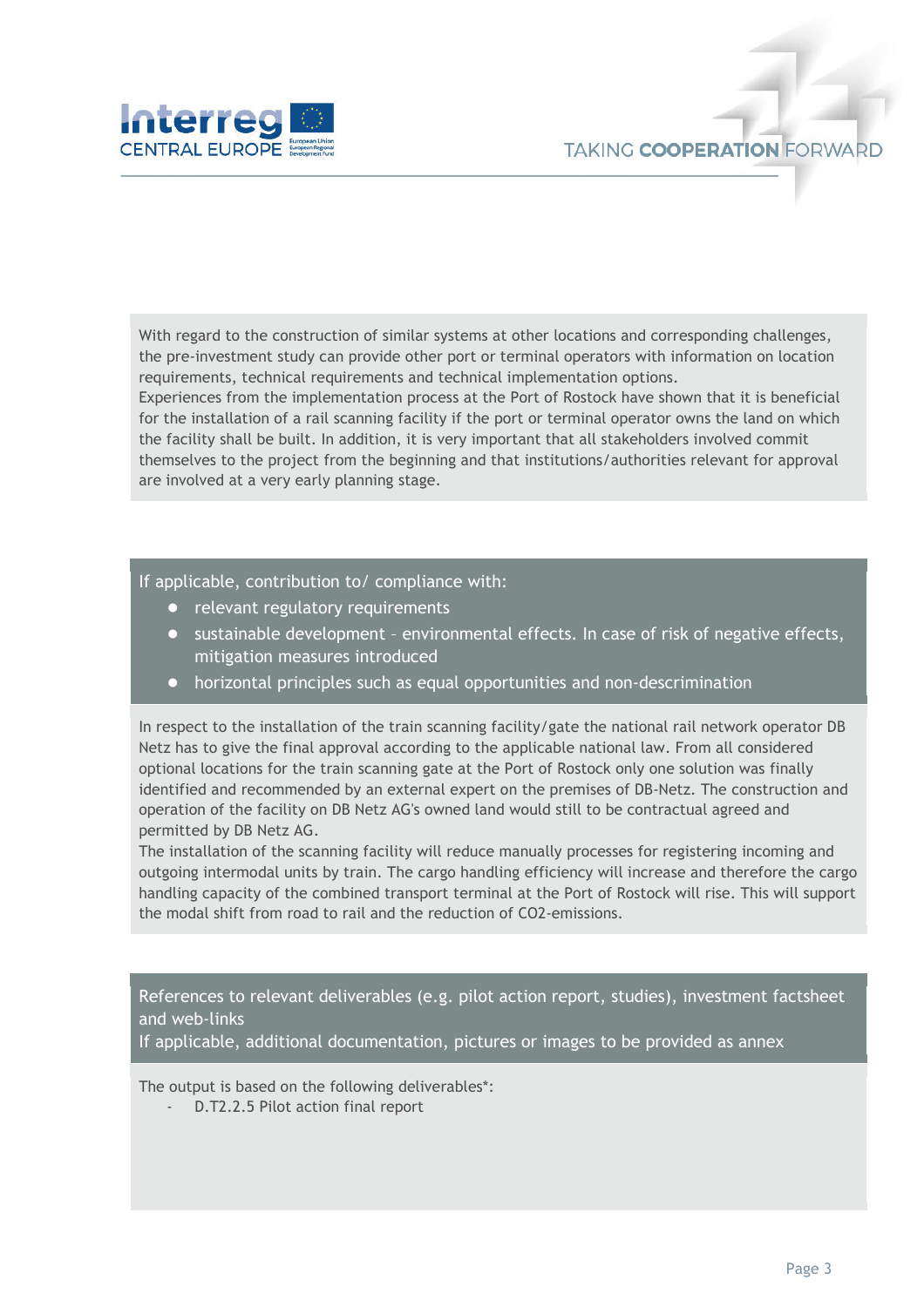With regard to the construction of similar systems at other locations and corresponding challenges, the pre-investment study can provide other port or terminal operators with information on location requirements, technical requirements and technical implementation options.
Experiences from the implementation process at the Port of Rostock have shown that it is beneficial for the installation of a rail scanning facility if the port or terminal operator owns the land on which the facility shall be built. In addition, it is very important that all stakeholders involved commit themselves to the project from the beginning and that institutions/authorities relevant for approval are involved at a very early planning stage.

If applicable, contribution to/ compliance with:

- relevant regulatory requirements
- sustainable development – environmental effects. In case of risk of negative effects, mitigation measures introduced
- horizontal principles such as equal opportunities and non-descrimination

In respect to the installation of the train scanning facility/gate the national rail network operator DB Netz has to give the final approval according to the applicable national law. From all considered optional locations for the train scanning gate at the Port of Rostock only one solution was finally identified and recommended by an external expert on the premises of DB-Netz. The construction and operation of the facility on DB Netz AG's owned land would still to be contractual agreed and permitted by DB Netz AG.
The installation of the scanning facility will reduce manually processes for registering incoming and outgoing intermodal units by train. The cargo handling efficiency will increase and therefore the cargo handling capacity of the combined transport terminal at the Port of Rostock will rise. This will support the modal shift from road to rail and the reduction of $CO_2$-emissions.

References to relevant deliverables (e.g. pilot action report, studies), investment factsheet and web-links
If applicable, additional documentation, pictures or images to be provided as annex

The output is based on the following deliverables*:

- D.T2.2.5 Pilot action final report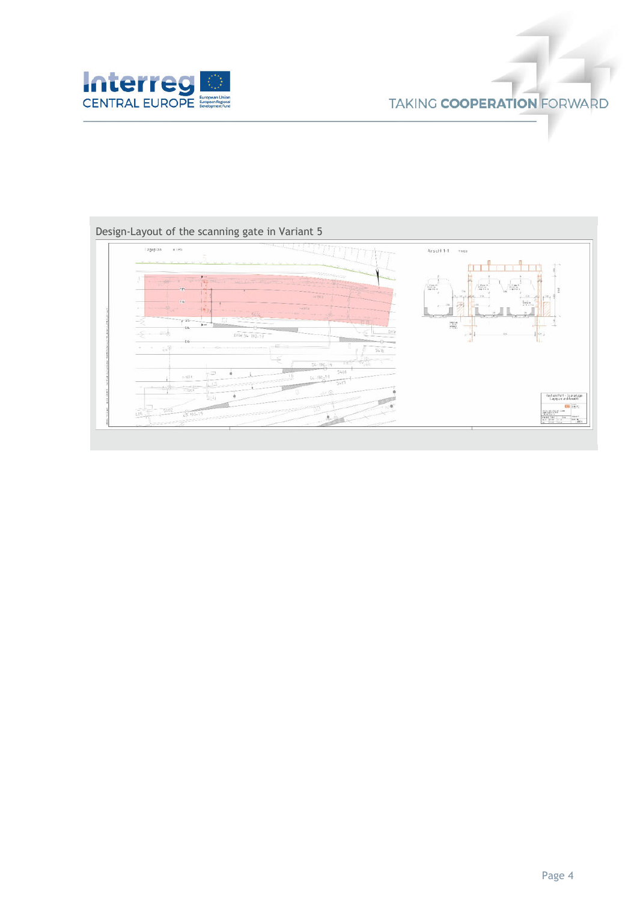Design-Layout of the scanning gate in Variant 5